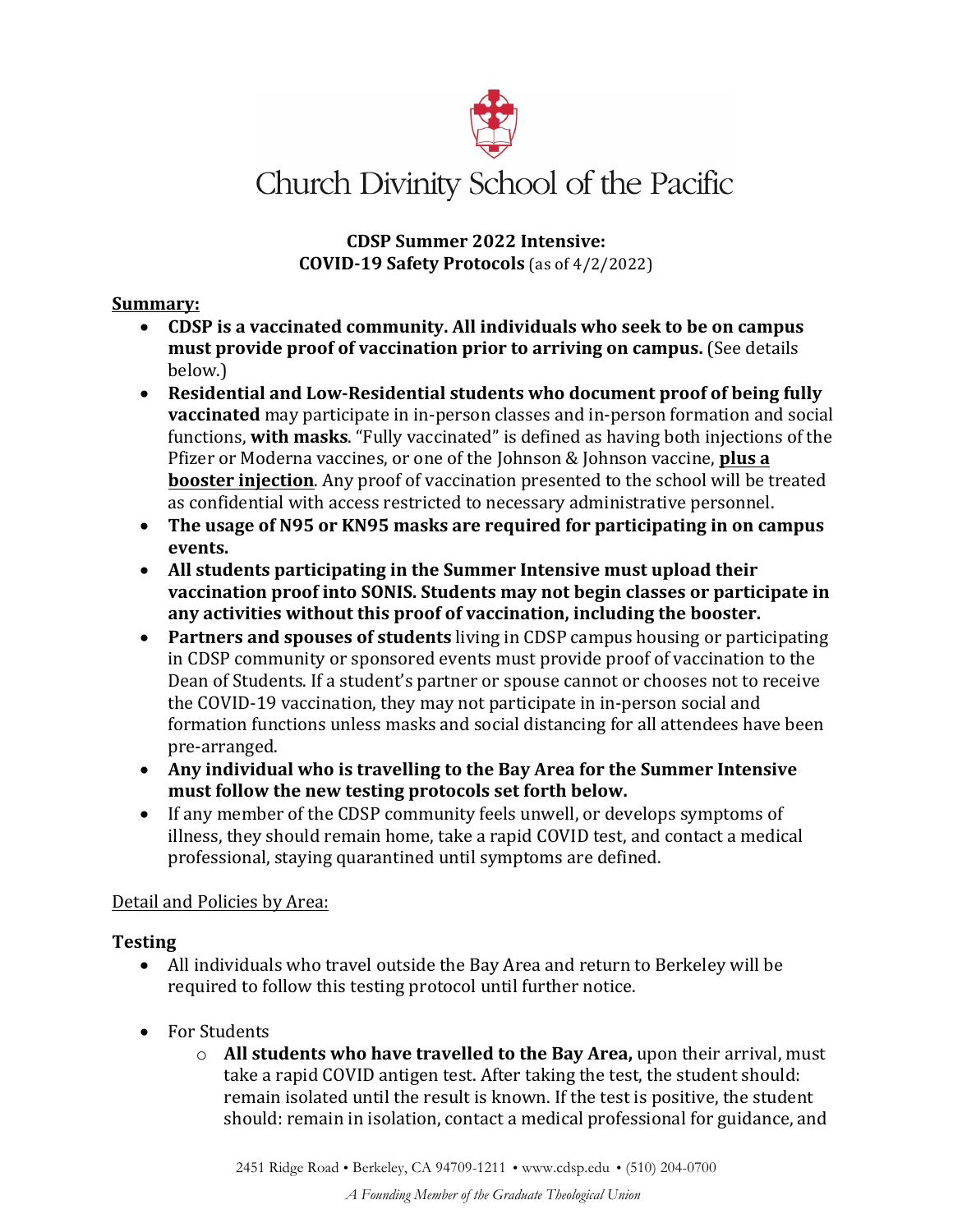# Church Divinity School of the Pacific

**CDSP Summer 2022 Intensive:**
**COVID-19 Safety Protocols** (as of 4/2/2022)

**<u>Summary:</u>**

- **CDSP is a vaccinated community. All individuals who seek to be on campus must provide proof of vaccination prior to arriving on campus.** (See details below.)
- **Residential and Low-Residential students who document proof of being fully vaccinated** may participate in in-person classes and in-person formation and social functions, **with masks**. "Fully vaccinated" is defined as having both injections of the Pfizer or Moderna vaccines, or one of the Johnson & Johnson vaccine, **<u>plus a booster injection</u>**. Any proof of vaccination presented to the school will be treated as confidential with access restricted to necessary administrative personnel.
- **The usage of N95 or KN95 masks are required for participating in on campus events.**
- **All students participating in the Summer Intensive must upload their vaccination proof into SONIS. Students may not begin classes or participate in any activities without this proof of vaccination, including the booster.**
- **Partners and spouses of students** living in CDSP campus housing or participating in CDSP community or sponsored events must provide proof of vaccination to the Dean of Students. If a student's partner or spouse cannot or chooses not to receive the COVID-19 vaccination, they may not participate in in-person social and formation functions unless masks and social distancing for all attendees have been pre-arranged.
- **Any individual who is travelling to the Bay Area for the Summer Intensive must follow the new testing protocols set forth below.**
- If any member of the CDSP community feels unwell, or develops symptoms of illness, they should remain home, take a rapid COVID test, and contact a medical professional, staying quarantined until symptoms are defined.

<u>Detail and Policies by Area:</u>

**Testing**

- All individuals who travel outside the Bay Area and return to Berkeley will be required to follow this testing protocol until further notice.

- For Students
  - **All students who have travelled to the Bay Area,** upon their arrival, must take a rapid COVID antigen test. After taking the test, the student should: remain isolated until the result is known. If the test is positive, the student should: remain in isolation, contact a medical professional for guidance, and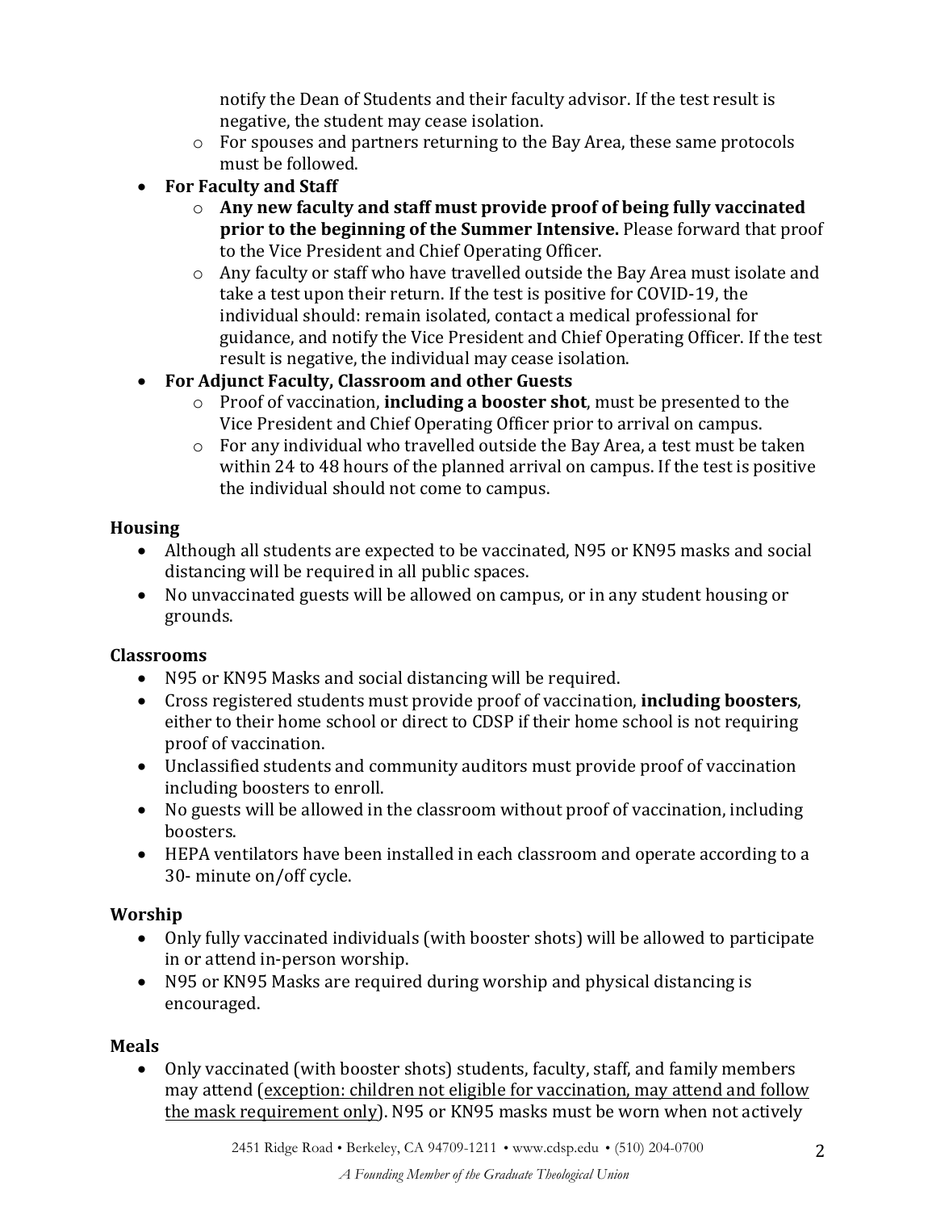- notify the Dean of Students and their faculty advisor. If the test result is negative, the student may cease isolation.
  - For spouses and partners returning to the Bay Area, these same protocols must be followed.
- **For Faculty and Staff**
  - **Any new faculty and staff must provide proof of being fully vaccinated prior to the beginning of the Summer Intensive.** Please forward that proof to the Vice President and Chief Operating Officer.
  - Any faculty or staff who have travelled outside the Bay Area must isolate and take a test upon their return. If the test is positive for COVID-19, the individual should: remain isolated, contact a medical professional for guidance, and notify the Vice President and Chief Operating Officer. If the test result is negative, the individual may cease isolation.
- **For Adjunct Faculty, Classroom and other Guests**
  - Proof of vaccination, **including a booster shot**, must be presented to the Vice President and Chief Operating Officer prior to arrival on campus.
  - For any individual who travelled outside the Bay Area, a test must be taken within 24 to 48 hours of the planned arrival on campus. If the test is positive the individual should not come to campus.

**Housing**

- Although all students are expected to be vaccinated, N95 or KN95 masks and social distancing will be required in all public spaces.
- No unvaccinated guests will be allowed on campus, or in any student housing or grounds.

**Classrooms**

- N95 or KN95 Masks and social distancing will be required.
- Cross registered students must provide proof of vaccination, **including boosters**, either to their home school or direct to CDSP if their home school is not requiring proof of vaccination.
- Unclassified students and community auditors must provide proof of vaccination including boosters to enroll.
- No guests will be allowed in the classroom without proof of vaccination, including boosters.
- HEPA ventilators have been installed in each classroom and operate according to a 30- minute on/off cycle.

**Worship**

- Only fully vaccinated individuals (with booster shots) will be allowed to participate in or attend in-person worship.
- N95 or KN95 Masks are required during worship and physical distancing is encouraged.

**Meals**

- Only vaccinated (with booster shots) students, faculty, staff, and family members may attend (<u>exception: children not eligible for vaccination, may attend and follow the mask requirement only</u>). N95 or KN95 masks must be worn when not actively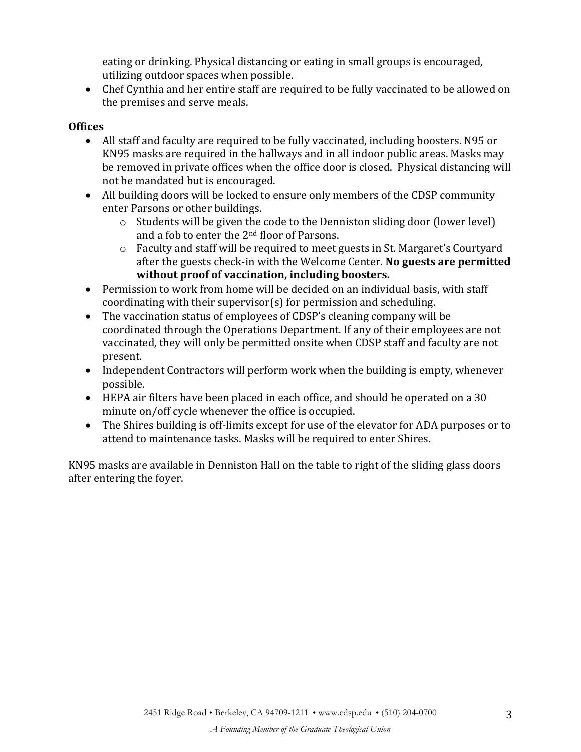eating or drinking. Physical distancing or eating in small groups is encouraged, utilizing outdoor spaces when possible.

- Chef Cynthia and her entire staff are required to be fully vaccinated to be allowed on the premises and serve meals.

**Offices**

- All staff and faculty are required to be fully vaccinated, including boosters. N95 or KN95 masks are required in the hallways and in all indoor public areas. Masks may be removed in private offices when the office door is closed. Physical distancing will not be mandated but is encouraged.
- All building doors will be locked to ensure only members of the CDSP community enter Parsons or other buildings.
    - Students will be given the code to the Denniston sliding door (lower level) and a fob to enter the 2nd floor of Parsons.
    - Faculty and staff will be required to meet guests in St. Margaret's Courtyard after the guests check-in with the Welcome Center. **No guests are permitted without proof of vaccination, including boosters.**
- Permission to work from home will be decided on an individual basis, with staff coordinating with their supervisor(s) for permission and scheduling.
- The vaccination status of employees of CDSP's cleaning company will be coordinated through the Operations Department. If any of their employees are not vaccinated, they will only be permitted onsite when CDSP staff and faculty are not present.
- Independent Contractors will perform work when the building is empty, whenever possible.
- HEPA air filters have been placed in each office, and should be operated on a 30 minute on/off cycle whenever the office is occupied.
- The Shires building is off-limits except for use of the elevator for ADA purposes or to attend to maintenance tasks. Masks will be required to enter Shires.

KN95 masks are available in Denniston Hall on the table to right of the sliding glass doors after entering the foyer.